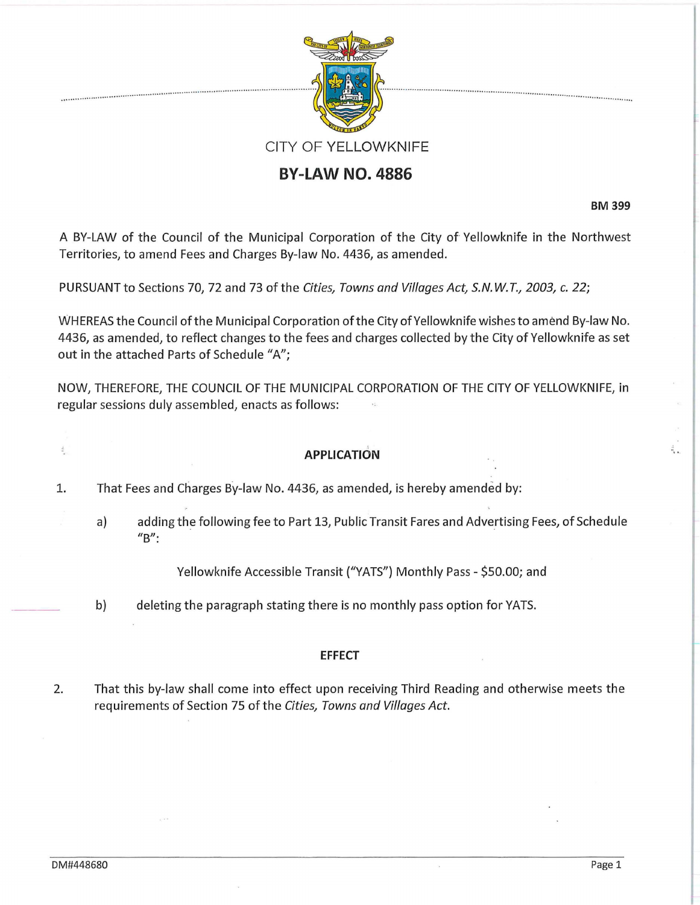CITY OF YELLOWKNIFE

# BY-LAW NO. 4886

**BM 399**

A BY-LAW of the Council of the Municipal Corporation of the City of Yellowknife in the Northwest Territories, to amend Fees and Charges By-law No. 4436, as amended.

PURSUANT to Sections 70, 72 and 73 of the *Cities, Towns and Villages Act, S.N.W.T., 2003, c. 22*;

WHEREAS the Council of the Municipal Corporation of the City of Yellowknife wishes to amend By-law No. 4436, as amended, to reflect changes to the fees and charges collected by the City of Yellowknife as set out in the attached Parts of Schedule "A";

NOW, THEREFORE, THE COUNCIL OF THE MUNICIPAL CORPORATION OF THE CITY OF YELLOWKNIFE, in regular sessions duly assembled, enacts as follows:

## APPLICATION

1. That Fees and Charges By-law No. 4436, as amended, is hereby amended by:

   a) adding the following fee to Part 13, Public Transit Fares and Advertising Fees, of Schedule "B":

      Yellowknife Accessible Transit ("YATS") Monthly Pass - $50.00; and

   b) deleting the paragraph stating there is no monthly pass option for YATS.

## EFFECT

2. That this by-law shall come into effect upon receiving Third Reading and otherwise meets the requirements of Section 75 of the *Cities, Towns and Villages Act*.

DM#448680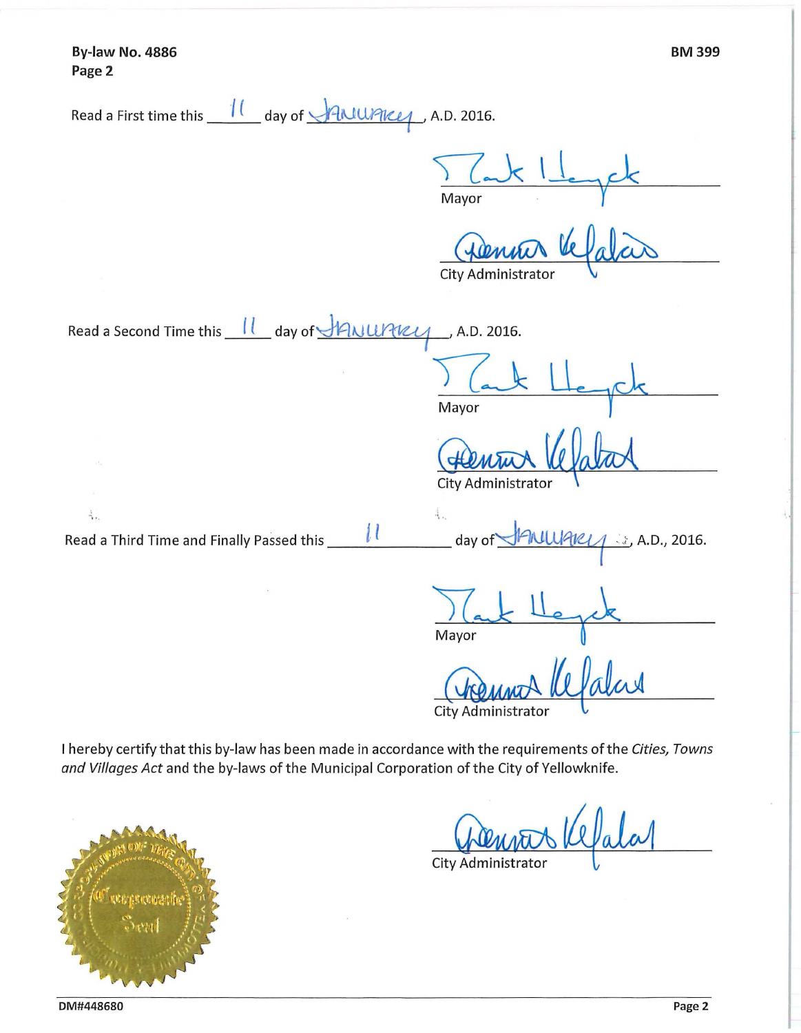Read a First time this 11 day of JANUARY, A.D. 2016.

Mayor

City Administrator

Read a Second Time this 11 day of JANUARY, A.D. 2016.

Mayor

City Administrator

Read a Third Time and Finally Passed this 11 day of JANUARY, A.D., 2016.

Mayor

City Administrator

I hereby certify that this by-law has been made in accordance with the requirements of the *Cities, Towns and Villages Act* and the by-laws of the Municipal Corporation of the City of Yellowknife.

City Administrator

DM#448680